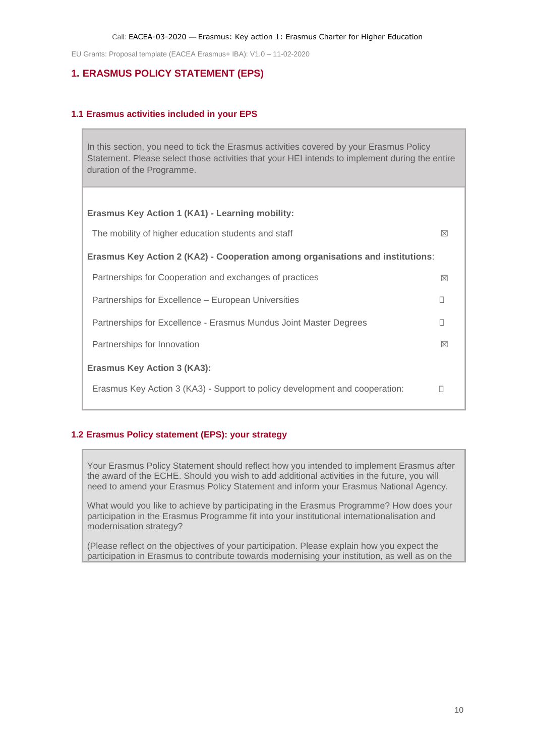## 1. ERASMUS POLICY STATEMENT (EPS)

### 1.1 Erasmus activities included in your EPS

In this section, you need to tick the Erasmus activities covered by your Erasmus Policy Statement. Please select those activities that your HEI intends to implement during the entire duration of the Programme.

**Erasmus Key Action 1 (KA1) - Learning mobility:**

| | |
|---|---|
| The mobility of higher education students and staff | ☒ |

**Erasmus Key Action 2 (KA2) - Cooperation among organisations and institutions**:

| | |
|---|---|
| Partnerships for Cooperation and exchanges of practices | ☒ |
| Partnerships for Excellence – European Universities | ☐ |
| Partnerships for Excellence - Erasmus Mundus Joint Master Degrees | ☐ |
| Partnerships for Innovation | ☒ |

**Erasmus Key Action 3 (KA3):**

| | |
|---|---|
| Erasmus Key Action 3 (KA3) - Support to policy development and cooperation: | ☐ |

### 1.2 Erasmus Policy statement (EPS): your strategy

Your Erasmus Policy Statement should reflect how you intended to implement Erasmus after the award of the ECHE. Should you wish to add additional activities in the future, you will need to amend your Erasmus Policy Statement and inform your Erasmus National Agency.

What would you like to achieve by participating in the Erasmus Programme? How does your participation in the Erasmus Programme fit into your institutional internationalisation and modernisation strategy?

(Please reflect on the objectives of your participation. Please explain how you expect the participation in Erasmus to contribute towards modernising your institution, as well as on the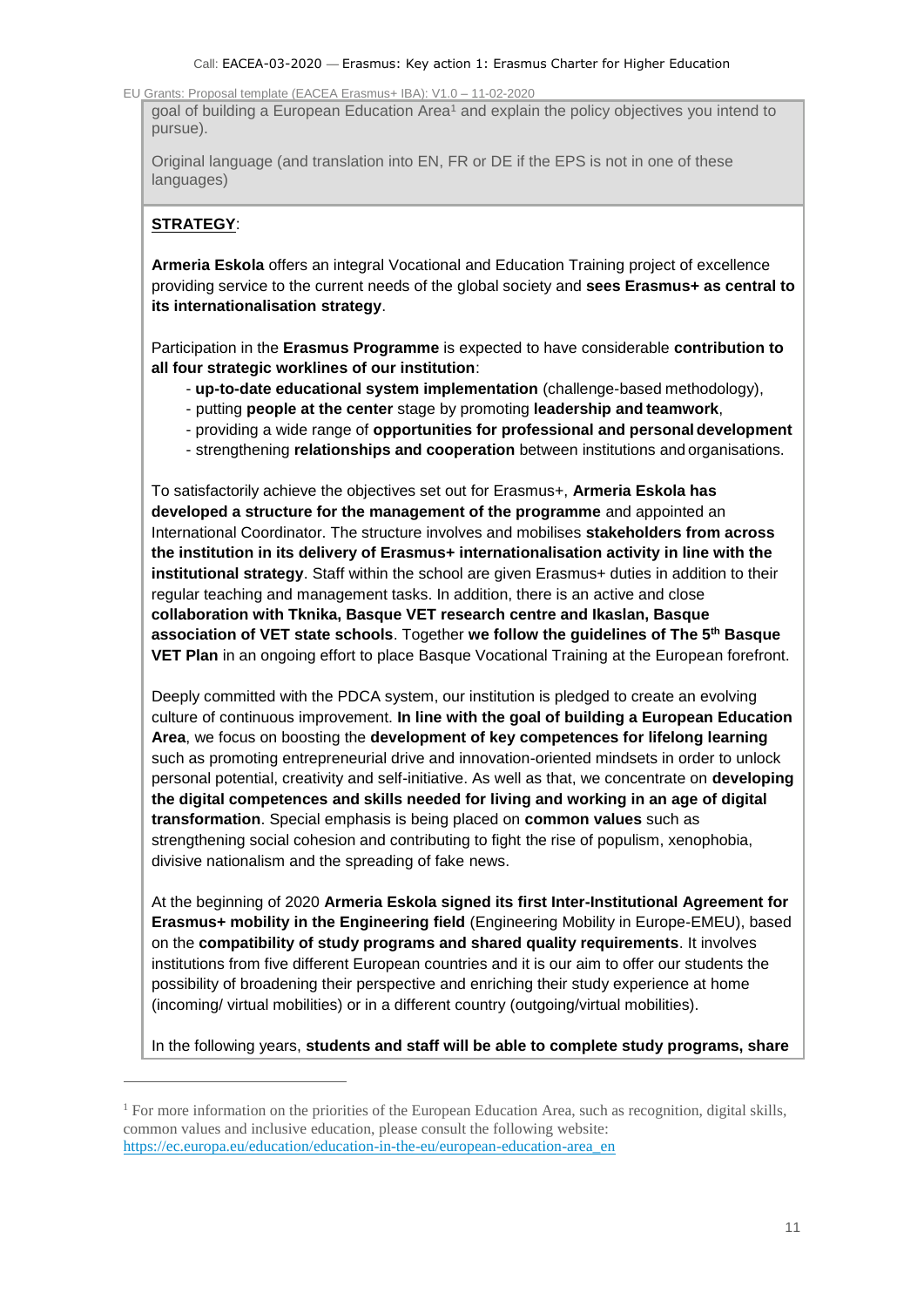goal of building a European Education Area[1] and explain the policy objectives you intend to pursue).

Original language (and translation into EN, FR or DE if the EPS is not in one of these languages)

**STRATEGY**:

**Armeria Eskola** offers an integral Vocational and Education Training project of excellence providing service to the current needs of the global society and **sees Erasmus+ as central to its internationalisation strategy**.

Participation in the **Erasmus Programme** is expected to have considerable **contribution to all four strategic worklines of our institution**:

- **up-to-date educational system implementation** (challenge-based methodology),
- putting **people at the center** stage by promoting **leadership and teamwork**,
- providing a wide range of **opportunities for professional and personal development**
- strengthening **relationships and cooperation** between institutions and organisations.

To satisfactorily achieve the objectives set out for Erasmus+, **Armeria Eskola has developed a structure for the management of the programme** and appointed an International Coordinator. The structure involves and mobilises **stakeholders from across the institution in its delivery of Erasmus+ internationalisation activity in line with the institutional strategy**. Staff within the school are given Erasmus+ duties in addition to their regular teaching and management tasks. In addition, there is an active and close **collaboration with Tknika, Basque VET research centre and Ikaslan, Basque association of VET state schools**. Together **we follow the guidelines of The 5th Basque VET Plan** in an ongoing effort to place Basque Vocational Training at the European forefront.

Deeply committed with the PDCA system, our institution is pledged to create an evolving culture of continuous improvement. **In line with the goal of building a European Education Area**, we focus on boosting the **development of key competences for lifelong learning** such as promoting entrepreneurial drive and innovation-oriented mindsets in order to unlock personal potential, creativity and self-initiative. As well as that, we concentrate on **developing the digital competences and skills needed for living and working in an age of digital transformation**. Special emphasis is being placed on **common values** such as strengthening social cohesion and contributing to fight the rise of populism, xenophobia, divisive nationalism and the spreading of fake news.

At the beginning of 2020 **Armeria Eskola signed its first Inter-Institutional Agreement for Erasmus+ mobility in the Engineering field** (Engineering Mobility in Europe-EMEU), based on the **compatibility of study programs and shared quality requirements**. It involves institutions from five different European countries and it is our aim to offer our students the possibility of broadening their perspective and enriching their study experience at home (incoming/ virtual mobilities) or in a different country (outgoing/virtual mobilities).

In the following years, **students and staff will be able to complete study programs, share**

[1] For more information on the priorities of the European Education Area, such as recognition, digital skills, common values and inclusive education, please consult the following website: https://ec.europa.eu/education/education-in-the-eu/european-education-area_en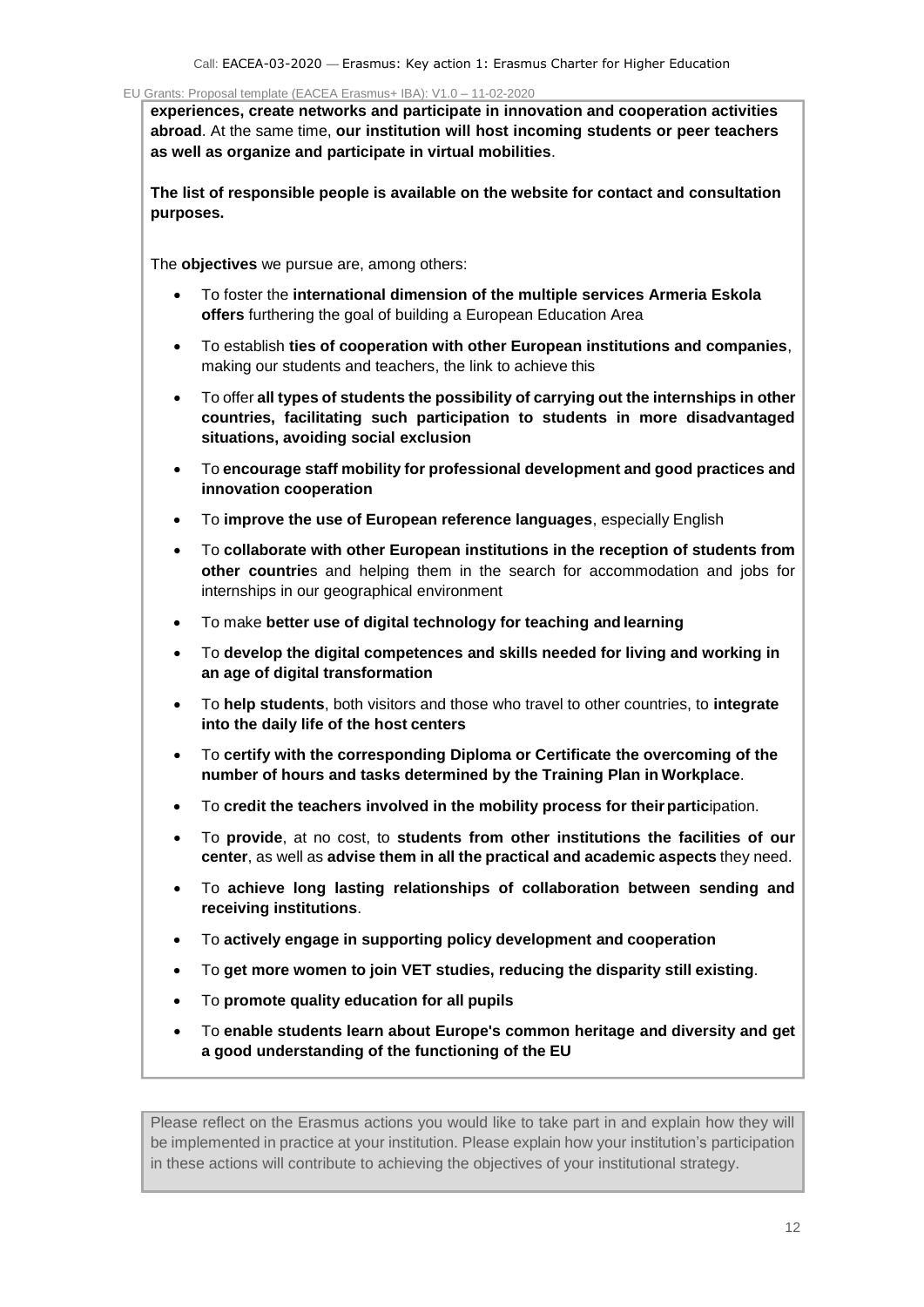**experiences, create networks and participate in innovation and cooperation activities abroad**. At the same time, **our institution will host incoming students or peer teachers as well as organize and participate in virtual mobilities**.

**The list of responsible people is available on the website for contact and consultation purposes.**

The **objectives** we pursue are, among others:

- To foster the **international dimension of the multiple services Armeria Eskola offers** furthering the goal of building a European Education Area
- To establish **ties of cooperation with other European institutions and companies**, making our students and teachers, the link to achieve this
- To offer **all types of students the possibility of carrying out the internships in other countries, facilitating such participation to students in more disadvantaged situations, avoiding social exclusion**
- To **encourage staff mobility for professional development and good practices and innovation cooperation**
- To **improve the use of European reference languages**, especially English
- To **collaborate with other European institutions in the reception of students from other countrie**s and helping them in the search for accommodation and jobs for internships in our geographical environment
- To make **better use of digital technology for teaching and learning**
- To **develop the digital competences and skills needed for living and working in an age of digital transformation**
- To **help students**, both visitors and those who travel to other countries, to **integrate into the daily life of the host centers**
- To **certify with the corresponding Diploma or Certificate the overcoming of the number of hours and tasks determined by the Training Plan in Workplace**.
- To **credit the teachers involved in the mobility process for their partic**ipation.
- To **provide**, at no cost, to **students from other institutions the facilities of our center**, as well as **advise them in all the practical and academic aspects** they need.
- To **achieve long lasting relationships of collaboration between sending and receiving institutions**.
- To **actively engage in supporting policy development and cooperation**
- To **get more women to join VET studies, reducing the disparity still existing**.
- To **promote quality education for all pupils**
- To **enable students learn about Europe's common heritage and diversity and get a good understanding of the functioning of the EU**

Please reflect on the Erasmus actions you would like to take part in and explain how they will be implemented in practice at your institution. Please explain how your institution's participation in these actions will contribute to achieving the objectives of your institutional strategy.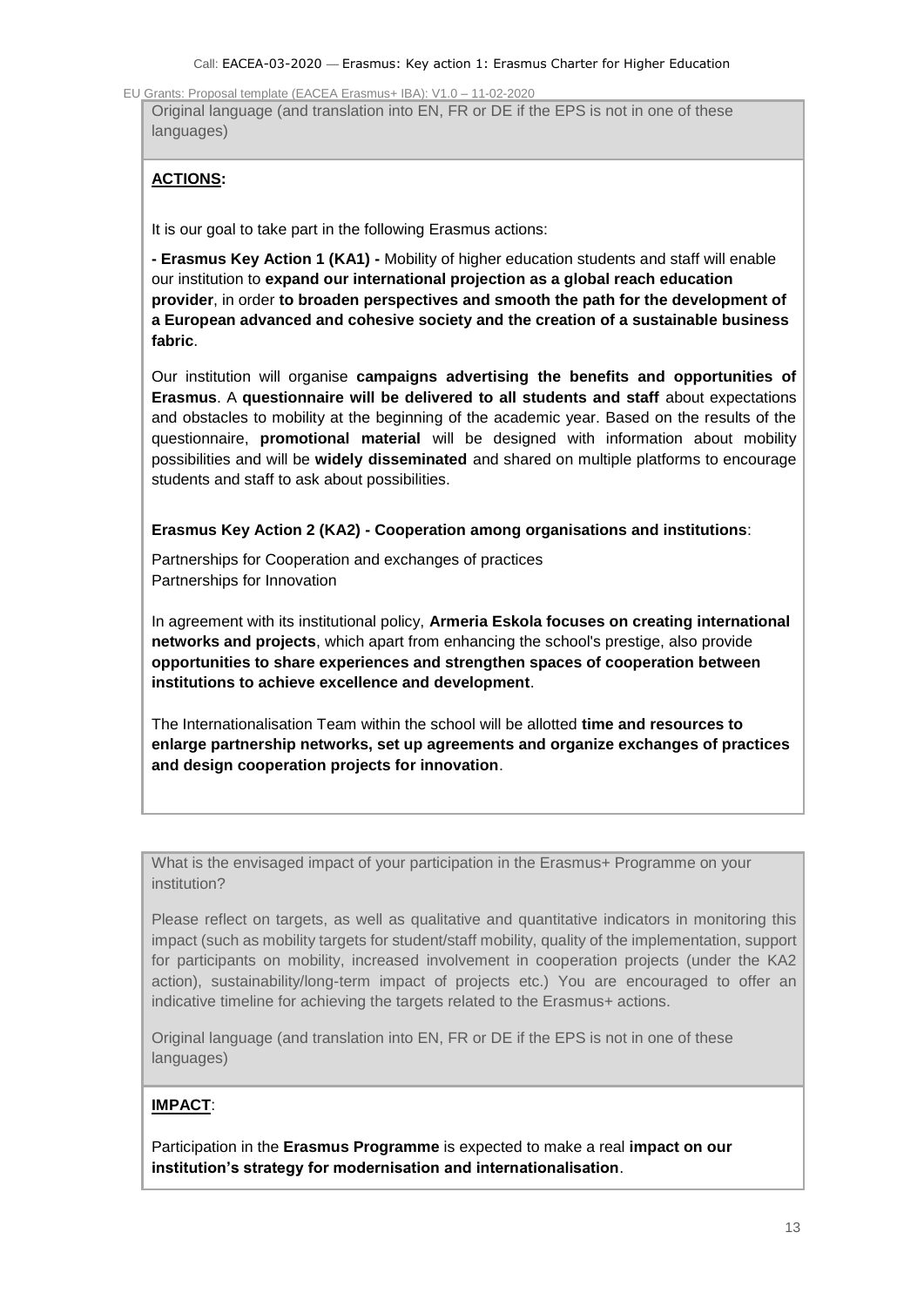Original language (and translation into EN, FR or DE if the EPS is not in one of these languages)

**ACTIONS:**

It is our goal to take part in the following Erasmus actions:

**- Erasmus Key Action 1 (KA1) -** Mobility of higher education students and staff will enable our institution to **expand our international projection as a global reach education provider**, in order **to broaden perspectives and smooth the path for the development of a European advanced and cohesive society and the creation of a sustainable business fabric**.

Our institution will organise **campaigns advertising the benefits and opportunities of Erasmus**. A **questionnaire will be delivered to all students and staff** about expectations and obstacles to mobility at the beginning of the academic year. Based on the results of the questionnaire, **promotional material** will be designed with information about mobility possibilities and will be **widely disseminated** and shared on multiple platforms to encourage students and staff to ask about possibilities.

**Erasmus Key Action 2 (KA2) - Cooperation among organisations and institutions**:

Partnerships for Cooperation and exchanges of practices
Partnerships for Innovation

In agreement with its institutional policy, **Armeria Eskola focuses on creating international networks and projects**, which apart from enhancing the school's prestige, also provide **opportunities to share experiences and strengthen spaces of cooperation between institutions to achieve excellence and development**.

The Internationalisation Team within the school will be allotted **time and resources to enlarge partnership networks, set up agreements and organize exchanges of practices and design cooperation projects for innovation**.

What is the envisaged impact of your participation in the Erasmus+ Programme on your institution?

Please reflect on targets, as well as qualitative and quantitative indicators in monitoring this impact (such as mobility targets for student/staff mobility, quality of the implementation, support for participants on mobility, increased involvement in cooperation projects (under the KA2 action), sustainability/long-term impact of projects etc.) You are encouraged to offer an indicative timeline for achieving the targets related to the Erasmus+ actions.

Original language (and translation into EN, FR or DE if the EPS is not in one of these languages)

**IMPACT**:

Participation in the **Erasmus Programme** is expected to make a real **impact on our institution's strategy for modernisation and internationalisation**.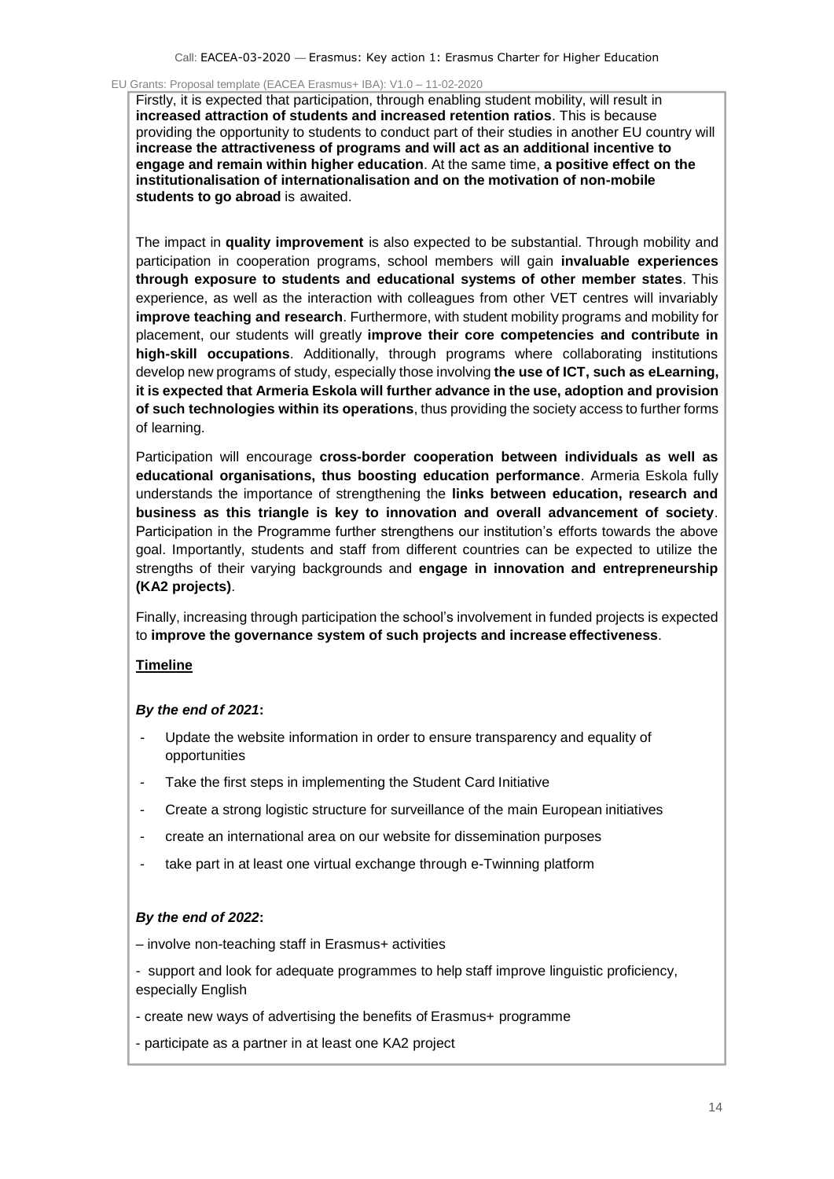Firstly, it is expected that participation, through enabling student mobility, will result in **increased attraction of students and increased retention ratios**. This is because providing the opportunity to students to conduct part of their studies in another EU country will **increase the attractiveness of programs and will act as an additional incentive to engage and remain within higher education**. At the same time, **a positive effect on the institutionalisation of internationalisation and on the motivation of non-mobile students to go abroad** is awaited.

The impact in **quality improvement** is also expected to be substantial. Through mobility and participation in cooperation programs, school members will gain **invaluable experiences through exposure to students and educational systems of other member states**. This experience, as well as the interaction with colleagues from other VET centres will invariably **improve teaching and research**. Furthermore, with student mobility programs and mobility for placement, our students will greatly **improve their core competencies and contribute in high-skill occupations**. Additionally, through programs where collaborating institutions develop new programs of study, especially those involving **the use of ICT, such as eLearning, it is expected that Armeria Eskola will further advance in the use, adoption and provision of such technologies within its operations**, thus providing the society access to further forms of learning.

Participation will encourage **cross-border cooperation between individuals as well as educational organisations, thus boosting education performance**. Armeria Eskola fully understands the importance of strengthening the **links between education, research and business as this triangle is key to innovation and overall advancement of society**. Participation in the Programme further strengthens our institution's efforts towards the above goal. Importantly, students and staff from different countries can be expected to utilize the strengths of their varying backgrounds and **engage in innovation and entrepreneurship (KA2 projects)**.

Finally, increasing through participation the school's involvement in funded projects is expected to **improve the governance system of such projects and increase effectiveness**.

**Timeline**

***By the end of 2021*:**

- Update the website information in order to ensure transparency and equality of opportunities
- Take the first steps in implementing the Student Card Initiative
- Create a strong logistic structure for surveillance of the main European initiatives
- create an international area on our website for dissemination purposes
- take part in at least one virtual exchange through e-Twinning platform

***By the end of 2022*:**

– involve non-teaching staff in Erasmus+ activities

- support and look for adequate programmes to help staff improve linguistic proficiency, especially English
- create new ways of advertising the benefits of Erasmus+ programme
- participate as a partner in at least one KA2 project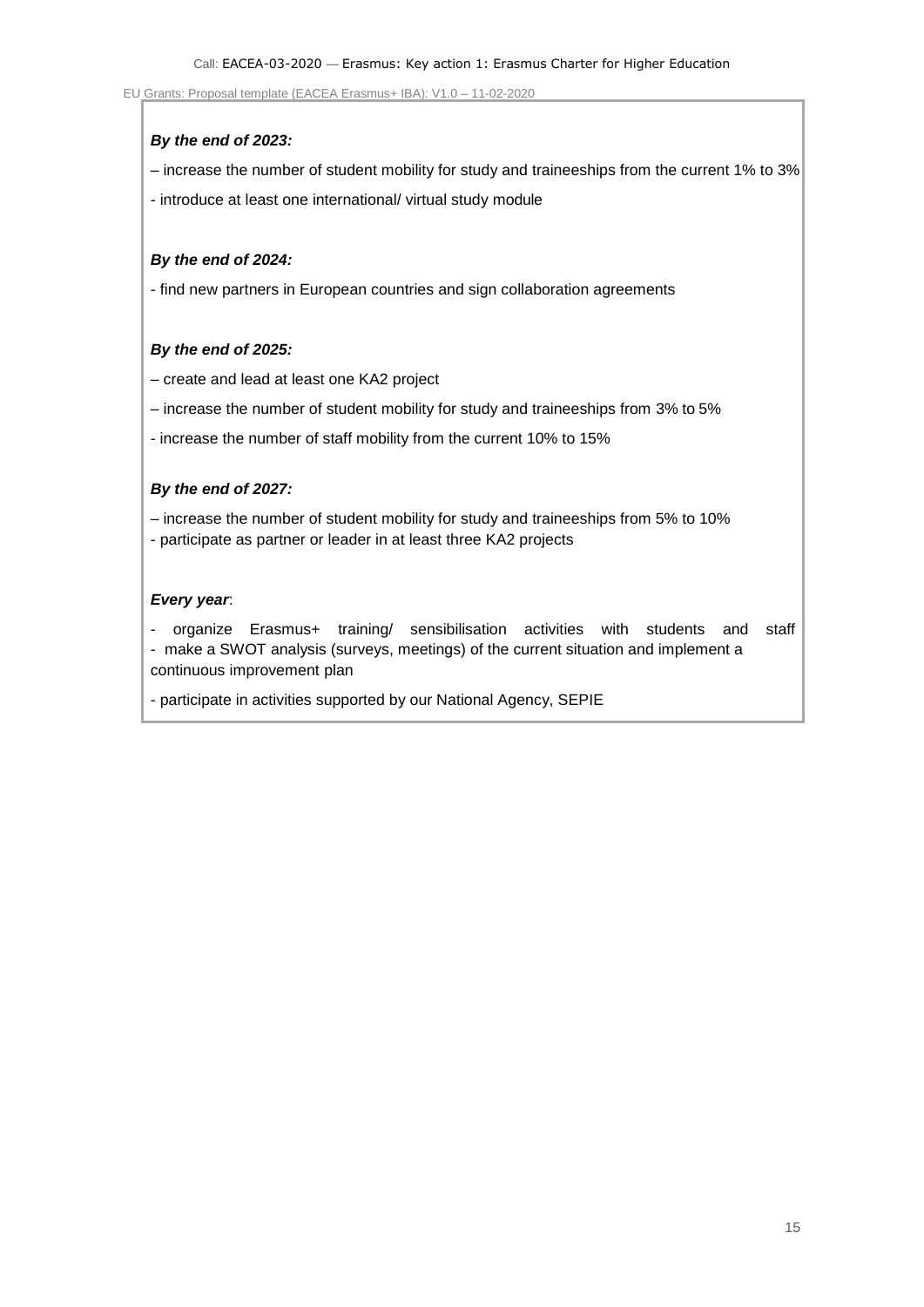***By the end of 2023:***

– increase the number of student mobility for study and traineeships from the current 1% to 3%

- introduce at least one international/ virtual study module

***By the end of 2024:***

- find new partners in European countries and sign collaboration agreements

***By the end of 2025:***

– create and lead at least one KA2 project

– increase the number of student mobility for study and traineeships from 3% to 5%

- increase the number of staff mobility from the current 10% to 15%

***By the end of 2027:***

– increase the number of student mobility for study and traineeships from 5% to 10%
- participate as partner or leader in at least three KA2 projects

***Every year***:

- organize Erasmus+ training/ sensibilisation activities with students and staff
- make a SWOT analysis (surveys, meetings) of the current situation and implement a continuous improvement plan

- participate in activities supported by our National Agency, SEPIE